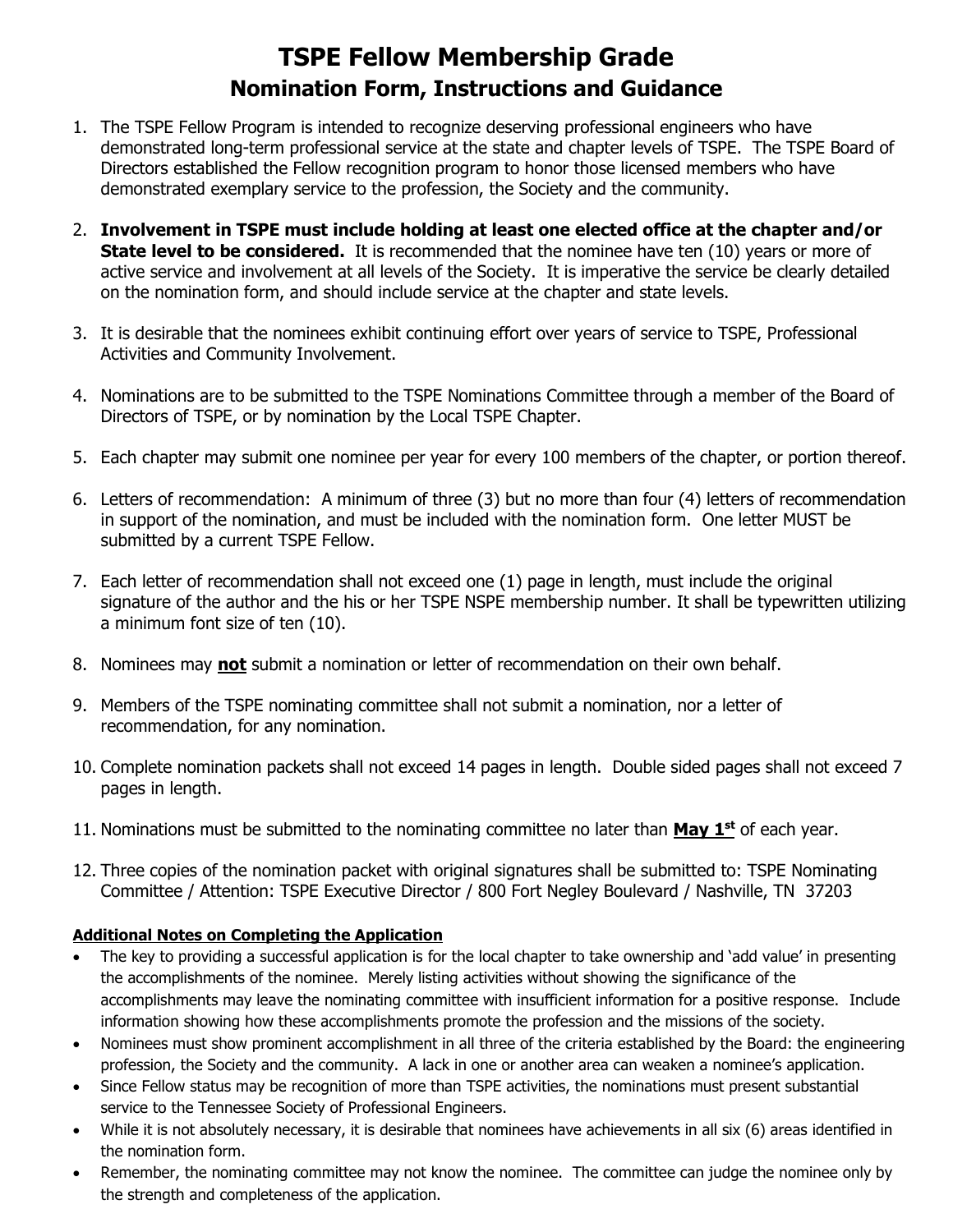# TSPE Fellow Membership Grade

## Nomination Form, Instructions and Guidance

1. The TSPE Fellow Program is intended to recognize deserving professional engineers who have demonstrated long-term professional service at the state and chapter levels of TSPE. The TSPE Board of Directors established the Fellow recognition program to honor those licensed members who have demonstrated exemplary service to the profession, the Society and the community.

2. **Involvement in TSPE must include holding at least one elected office at the chapter and/or State level to be considered.** It is recommended that the nominee have ten (10) years or more of active service and involvement at all levels of the Society. It is imperative the service be clearly detailed on the nomination form, and should include service at the chapter and state levels.

3. It is desirable that the nominees exhibit continuing effort over years of service to TSPE, Professional Activities and Community Involvement.

4. Nominations are to be submitted to the TSPE Nominations Committee through a member of the Board of Directors of TSPE, or by nomination by the Local TSPE Chapter.

5. Each chapter may submit one nominee per year for every 100 members of the chapter, or portion thereof.

6. Letters of recommendation: A minimum of three (3) but no more than four (4) letters of recommendation in support of the nomination, and must be included with the nomination form. One letter MUST be submitted by a current TSPE Fellow.

7. Each letter of recommendation shall not exceed one (1) page in length, must include the original signature of the author and the his or her TSPE NSPE membership number. It shall be typewritten utilizing a minimum font size of ten (10).

8. Nominees may **not** submit a nomination or letter of recommendation on their own behalf.

9. Members of the TSPE nominating committee shall not submit a nomination, nor a letter of recommendation, for any nomination.

10. Complete nomination packets shall not exceed 14 pages in length. Double sided pages shall not exceed 7 pages in length.

11. Nominations must be submitted to the nominating committee no later than **May 1st** of each year.

12. Three copies of the nomination packet with original signatures shall be submitted to: TSPE Nominating Committee / Attention: TSPE Executive Director / 800 Fort Negley Boulevard / Nashville, TN 37203

**Additional Notes on Completing the Application**

- The key to providing a successful application is for the local chapter to take ownership and 'add value' in presenting the accomplishments of the nominee. Merely listing activities without showing the significance of the accomplishments may leave the nominating committee with insufficient information for a positive response. Include information showing how these accomplishments promote the profession and the missions of the society.
- Nominees must show prominent accomplishment in all three of the criteria established by the Board: the engineering profession, the Society and the community. A lack in one or another area can weaken a nominee's application.
- Since Fellow status may be recognition of more than TSPE activities, the nominations must present substantial service to the Tennessee Society of Professional Engineers.
- While it is not absolutely necessary, it is desirable that nominees have achievements in all six (6) areas identified in the nomination form.
- Remember, the nominating committee may not know the nominee. The committee can judge the nominee only by the strength and completeness of the application.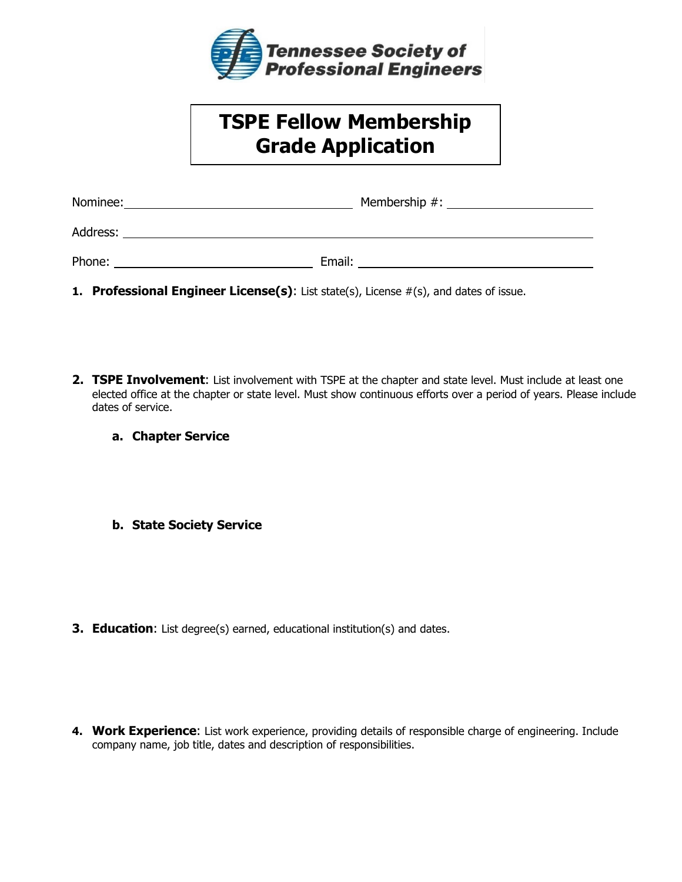Tennessee Society of Professional Engineers

# TSPE Fellow Membership Grade Application

Nominee: ______________________________ Membership #: ____________________

Address: ____________________________________________________________

Phone: ______________________________ Email: ______________________________

1. **Professional Engineer License(s)**: List state(s), License #(s), and dates of issue.

2. **TSPE Involvement**: List involvement with TSPE at the chapter and state level. Must include at least one elected office at the chapter or state level. Must show continuous efforts over a period of years. Please include dates of service.

   a. **Chapter Service**

   b. **State Society Service**

3. **Education**: List degree(s) earned, educational institution(s) and dates.

4. **Work Experience**: List work experience, providing details of responsible charge of engineering. Include company name, job title, dates and description of responsibilities.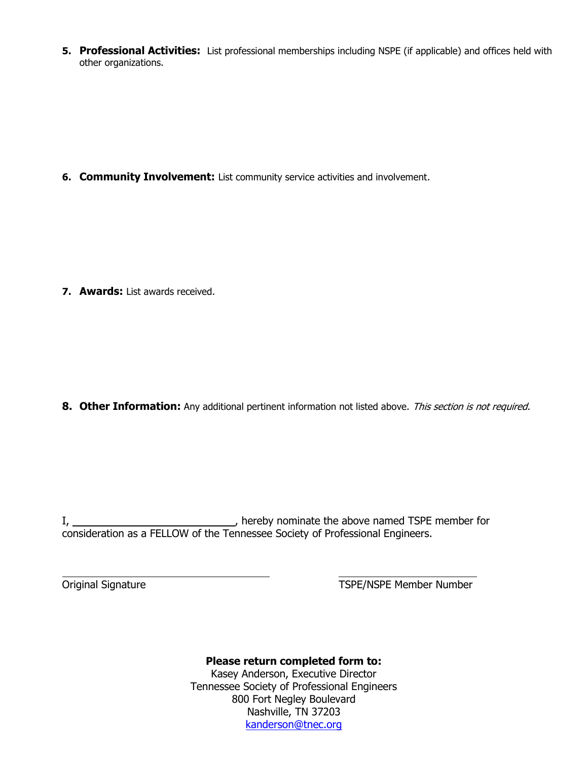5. **Professional Activities:** List professional memberships including NSPE (if applicable) and offices held with other organizations.

6. **Community Involvement:** List community service activities and involvement.

7. **Awards:** List awards received.

8. **Other Information:** Any additional pertinent information not listed above. *This section is not required.*

I, ____________________________, hereby nominate the above named TSPE member for consideration as a FELLOW of the Tennessee Society of Professional Engineers.

____________________________________ Original Signature

________________________ TSPE/NSPE Member Number

**Please return completed form to:**
Kasey Anderson, Executive Director
Tennessee Society of Professional Engineers
800 Fort Negley Boulevard
Nashville, TN 37203
kanderson@tnec.org